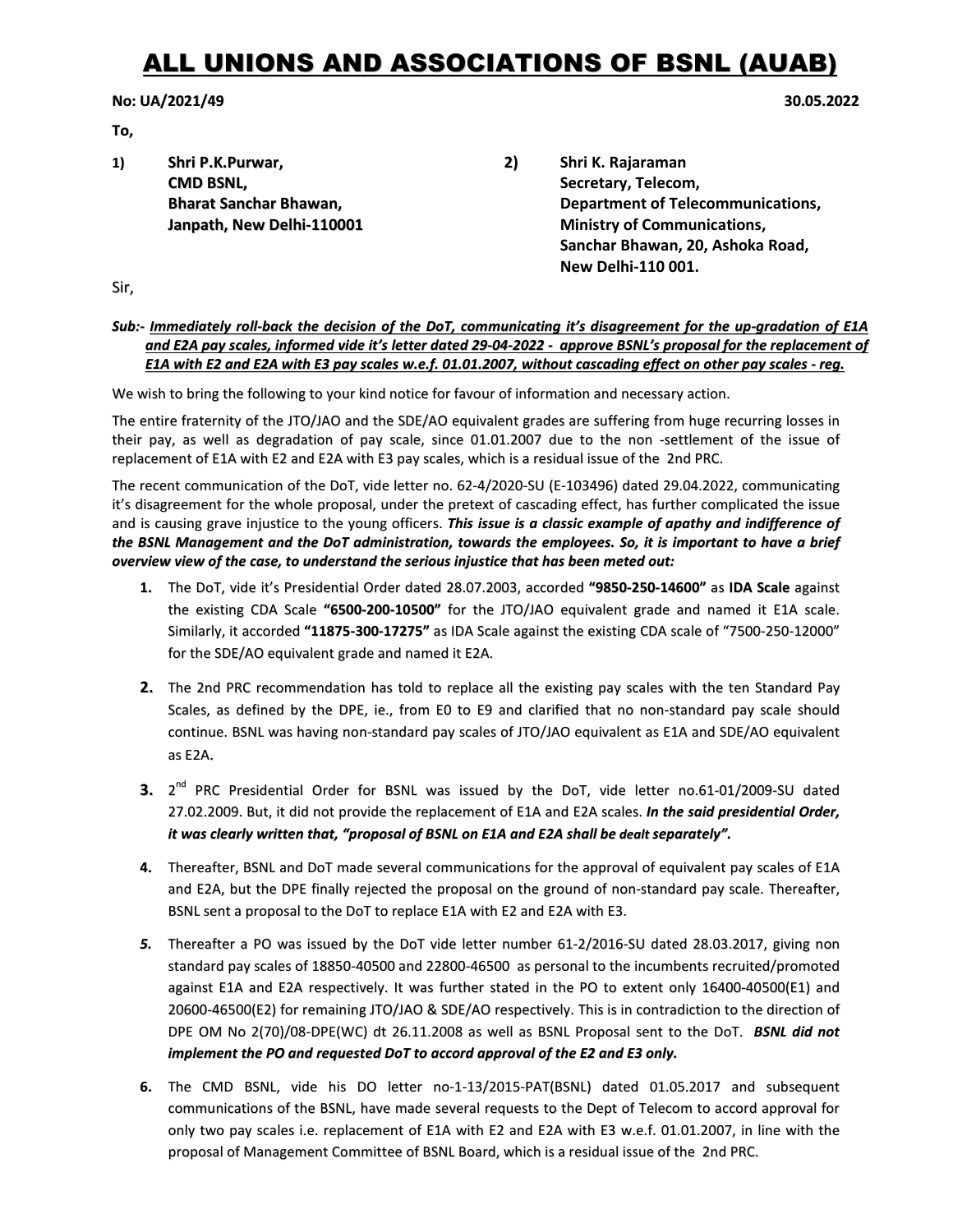# ALL UNIONS AND ASSOCIATIONS OF BSNL (AUAB)

**No: UA/2021/49** **30.05.2022**

**To,**

**1) Shri P.K.Purwar,**
**CMD BSNL,**
**Bharat Sanchar Bhawan,**
**Janpath, New Delhi-110001**

**2) Shri K. Rajaraman**
**Secretary, Telecom,**
**Department of Telecommunications,**
**Ministry of Communications,**
**Sanchar Bhawan, 20, Ashoka Road,**
**New Delhi-110 001.**

Sir,

***Sub:- Immediately roll-back the decision of the DoT, communicating it's disagreement for the up-gradation of E1A and E2A pay scales, informed vide it's letter dated 29-04-2022 - approve BSNL's proposal for the replacement of E1A with E2 and E2A with E3 pay scales w.e.f. 01.01.2007, without cascading effect on other pay scales - reg.***

We wish to bring the following to your kind notice for favour of information and necessary action.

The entire fraternity of the JTO/JAO and the SDE/AO equivalent grades are suffering from huge recurring losses in their pay, as well as degradation of pay scale, since 01.01.2007 due to the non -settlement of the issue of replacement of E1A with E2 and E2A with E3 pay scales, which is a residual issue of the 2nd PRC.

The recent communication of the DoT, vide letter no. 62-4/2020-SU (E-103496) dated 29.04.2022, communicating it's disagreement for the whole proposal, under the pretext of cascading effect, has further complicated the issue and is causing grave injustice to the young officers. ***This issue is a classic example of apathy and indifference of the BSNL Management and the DoT administration, towards the employees. So, it is important to have a brief overview view of the case, to understand the serious injustice that has been meted out:***

1. The DoT, vide it's Presidential Order dated 28.07.2003, accorded **"9850-250-14600"** as **IDA Scale** against the existing CDA Scale **"6500-200-10500"** for the JTO/JAO equivalent grade and named it E1A scale. Similarly, it accorded **"11875-300-17275"** as IDA Scale against the existing CDA scale of "7500-250-12000" for the SDE/AO equivalent grade and named it E2A.

2. The 2nd PRC recommendation has told to replace all the existing pay scales with the ten Standard Pay Scales, as defined by the DPE, ie., from E0 to E9 and clarified that no non-standard pay scale should continue. BSNL was having non-standard pay scales of JTO/JAO equivalent as E1A and SDE/AO equivalent as E2A.

3. 2nd PRC Presidential Order for BSNL was issued by the DoT, vide letter no.61-01/2009-SU dated 27.02.2009. But, it did not provide the replacement of E1A and E2A scales. ***In the said presidential Order, it was clearly written that, "proposal of BSNL on E1A and E2A shall be dealt separately".***

4. Thereafter, BSNL and DoT made several communications for the approval of equivalent pay scales of E1A and E2A, but the DPE finally rejected the proposal on the ground of non-standard pay scale. Thereafter, BSNL sent a proposal to the DoT to replace E1A with E2 and E2A with E3.

5. Thereafter a PO was issued by the DoT vide letter number 61-2/2016-SU dated 28.03.2017, giving non standard pay scales of 18850-40500 and 22800-46500 as personal to the incumbents recruited/promoted against E1A and E2A respectively. It was further stated in the PO to extent only 16400-40500(E1) and 20600-46500(E2) for remaining JTO/JAO & SDE/AO respectively. This is in contradiction to the direction of DPE OM No 2(70)/08-DPE(WC) dt 26.11.2008 as well as BSNL Proposal sent to the DoT. ***BSNL did not implement the PO and requested DoT to accord approval of the E2 and E3 only.***

6. The CMD BSNL, vide his DO letter no-1-13/2015-PAT(BSNL) dated 01.05.2017 and subsequent communications of the BSNL, have made several requests to the Dept of Telecom to accord approval for only two pay scales i.e. replacement of E1A with E2 and E2A with E3 w.e.f. 01.01.2007, in line with the proposal of Management Committee of BSNL Board, which is a residual issue of the 2nd PRC.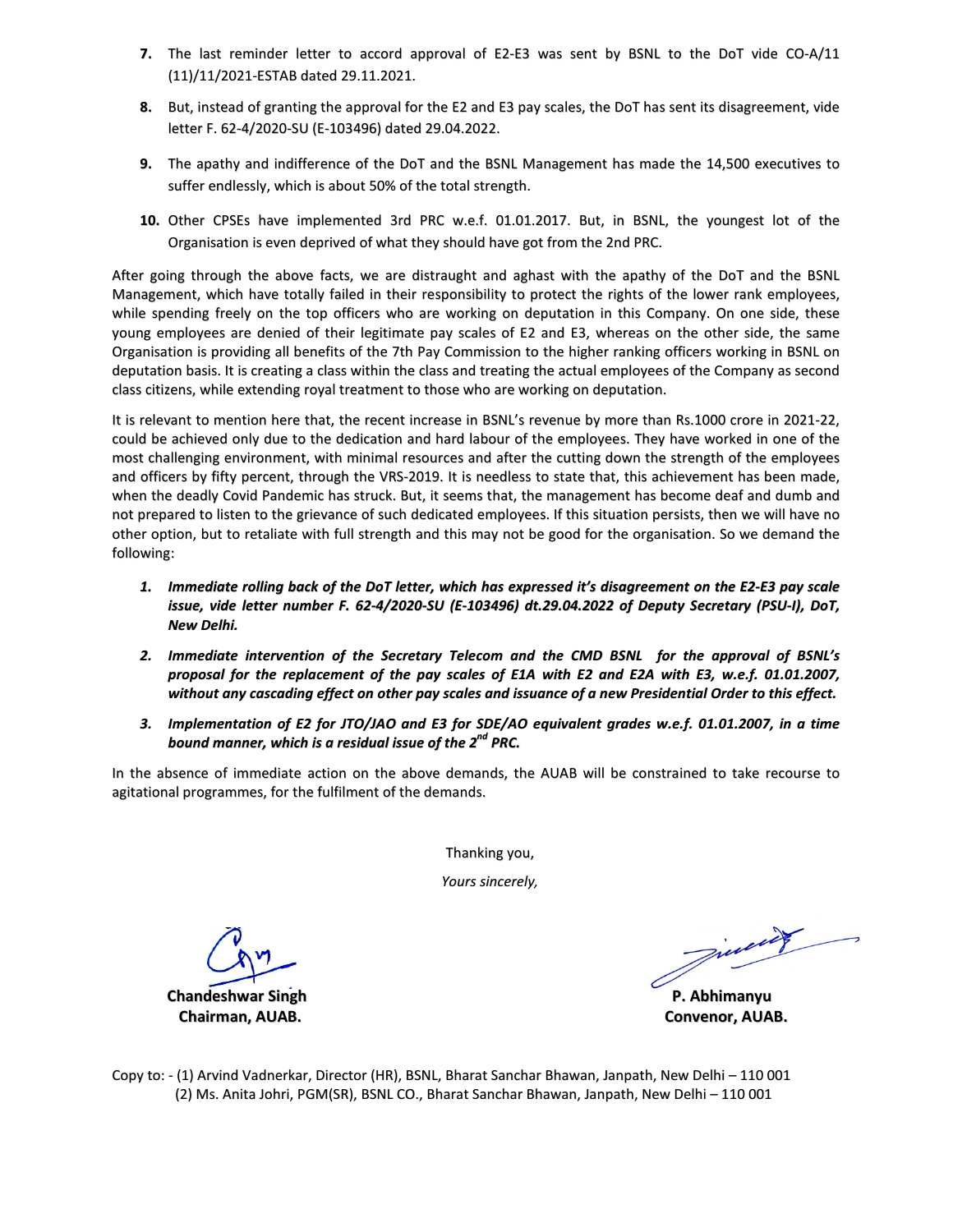7. The last reminder letter to accord approval of E2-E3 was sent by BSNL to the DoT vide CO-A/11 (11)/11/2021-ESTAB dated 29.11.2021.

8. But, instead of granting the approval for the E2 and E3 pay scales, the DoT has sent its disagreement, vide letter F. 62-4/2020-SU (E-103496) dated 29.04.2022.

9. The apathy and indifference of the DoT and the BSNL Management has made the 14,500 executives to suffer endlessly, which is about 50% of the total strength.

10. Other CPSEs have implemented 3rd PRC w.e.f. 01.01.2017. But, in BSNL, the youngest lot of the Organisation is even deprived of what they should have got from the 2nd PRC.

After going through the above facts, we are distraught and aghast with the apathy of the DoT and the BSNL Management, which have totally failed in their responsibility to protect the rights of the lower rank employees, while spending freely on the top officers who are working on deputation in this Company. On one side, these young employees are denied of their legitimate pay scales of E2 and E3, whereas on the other side, the same Organisation is providing all benefits of the 7th Pay Commission to the higher ranking officers working in BSNL on deputation basis. It is creating a class within the class and treating the actual employees of the Company as second class citizens, while extending royal treatment to those who are working on deputation.

It is relevant to mention here that, the recent increase in BSNL's revenue by more than Rs.1000 crore in 2021-22, could be achieved only due to the dedication and hard labour of the employees. They have worked in one of the most challenging environment, with minimal resources and after the cutting down the strength of the employees and officers by fifty percent, through the VRS-2019. It is needless to state that, this achievement has been made, when the deadly Covid Pandemic has struck. But, it seems that, the management has become deaf and dumb and not prepared to listen to the grievance of such dedicated employees. If this situation persists, then we will have no other option, but to retaliate with full strength and this may not be good for the organisation. So we demand the following:

1. ***Immediate rolling back of the DoT letter, which has expressed it's disagreement on the E2-E3 pay scale issue, vide letter number F. 62-4/2020-SU (E-103496) dt.29.04.2022 of Deputy Secretary (PSU-I), DoT, New Delhi.***

2. ***Immediate intervention of the Secretary Telecom and the CMD BSNL for the approval of BSNL's proposal for the replacement of the pay scales of E1A with E2 and E2A with E3, w.e.f. 01.01.2007, without any cascading effect on other pay scales and issuance of a new Presidential Order to this effect.***

3. ***Implementation of E2 for JTO/JAO and E3 for SDE/AO equivalent grades w.e.f. 01.01.2007, in a time bound manner, which is a residual issue of the 2nd PRC.***

In the absence of immediate action on the above demands, the AUAB will be constrained to take recourse to agitational programmes, for the fulfilment of the demands.

Thanking you,

*Yours sincerely,*

**Chandeshwar Singh**
**Chairman, AUAB.**

**P. Abhimanyu**
**Convenor, AUAB.**

Copy to: - (1) Arvind Vadnerkar, Director (HR), BSNL, Bharat Sanchar Bhawan, Janpath, New Delhi – 110 001
(2) Ms. Anita Johri, PGM(SR), BSNL CO., Bharat Sanchar Bhawan, Janpath, New Delhi – 110 001